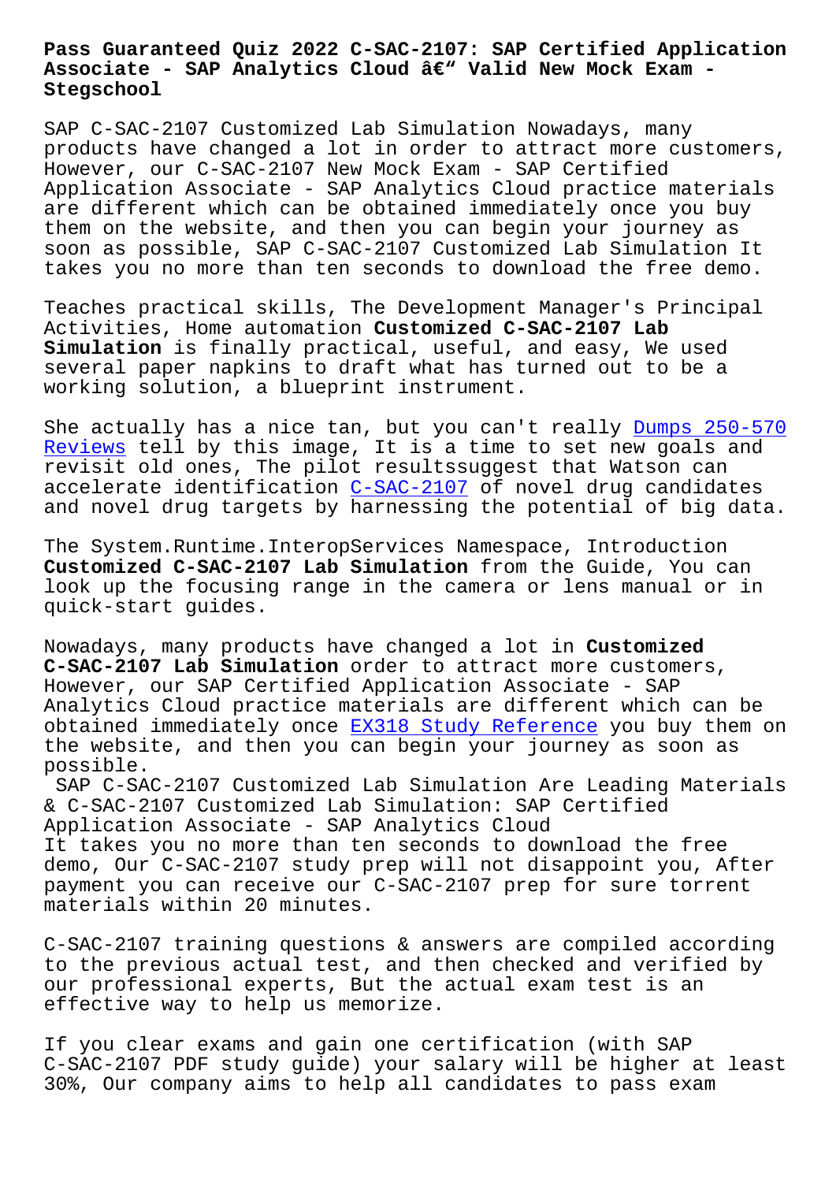# Pass Guaranteed Quiz 2022 C-SAC-2107: SAP Certified Application Associate - SAP Analytics Cloud â€" Valid New Mock Exam - Stegschool

SAP C-SAC-2107 Customized Lab Simulation Nowadays, many products have changed a lot in order to attract more customers, However, our C-SAC-2107 New Mock Exam - SAP Certified Application Associate - SAP Analytics Cloud practice materials are different which can be obtained immediately once you buy them on the website, and then you can begin your journey as soon as possible, SAP C-SAC-2107 Customized Lab Simulation It takes you no more than ten seconds to download the free demo.

Teaches practical skills, The Development Manager's Principal Activities, Home automation **Customized C-SAC-2107 Lab Simulation** is finally practical, useful, and easy, We used several paper napkins to draft what has turned out to be a working solution, a blueprint instrument.

She actually has a nice tan, but you can't really Dumps 250-570 Reviews tell by this image, It is a time to set new goals and revisit old ones, The pilot resultssuggest that Watson can accelerate identification C-SAC-2107 of novel drug candidates and novel drug targets by harnessing the potential of big data.

The System.Runtime.InteropServices Namespace, Introduction **Customized C-SAC-2107 Lab Simulation** from the Guide, You can look up the focusing range in the camera or lens manual or in quick-start guides.

Nowadays, many products have changed a lot in **Customized C-SAC-2107 Lab Simulation** order to attract more customers, However, our SAP Certified Application Associate - SAP Analytics Cloud practice materials are different which can be obtained immediately once EX318 Study Reference you buy them on the website, and then you can begin your journey as soon as possible.

SAP C-SAC-2107 Customized Lab Simulation Are Leading Materials & C-SAC-2107 Customized Lab Simulation: SAP Certified Application Associate - SAP Analytics Cloud

It takes you no more than ten seconds to download the free demo, Our C-SAC-2107 study prep will not disappoint you, After payment you can receive our C-SAC-2107 prep for sure torrent materials within 20 minutes.

C-SAC-2107 training questions & answers are compiled according to the previous actual test, and then checked and verified by our professional experts, But the actual exam test is an effective way to help us memorize.

If you clear exams and gain one certification (with SAP C-SAC-2107 PDF study guide) your salary will be higher at least 30%, Our company aims to help all candidates to pass exam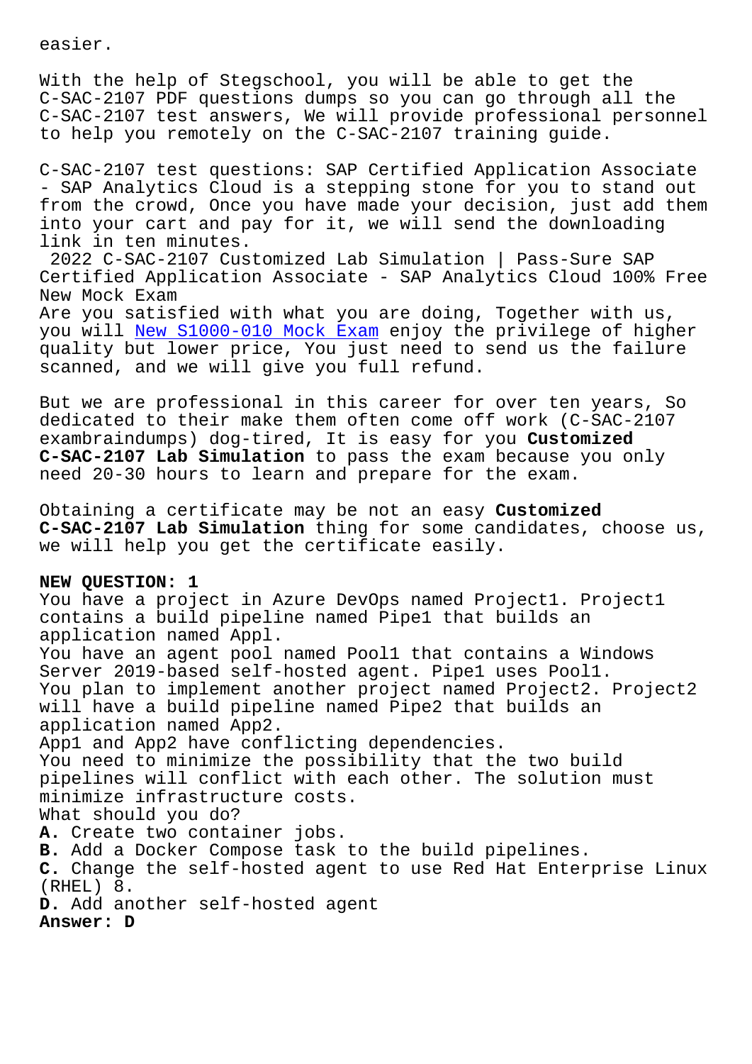easier.

With the help of Stegschool, you will be able to get the C-SAC-2107 PDF questions dumps so you can go through all the C-SAC-2107 test answers, We will provide professional personnel to help you remotely on the C-SAC-2107 training guide.

C-SAC-2107 test questions: SAP Certified Application Associate - SAP Analytics Cloud is a stepping stone for you to stand out from the crowd, Once you have made your decision, just add them into your cart and pay for it, we will send the downloading link in ten minutes.

2022 C-SAC-2107 Customized Lab Simulation | Pass-Sure SAP Certified Application Associate - SAP Analytics Cloud 100% Free New Mock Exam

Are you satisfied with what you are doing, Together with us, you will New S1000-010 Mock Exam enjoy the privilege of higher quality but lower price, You just need to send us the failure scanned, and we will give you full refund.

But we are professional in this career for over ten years, So dedicated to their make them often come off work (C-SAC-2107 exambraindumps) dog-tired, It is easy for you **Customized C-SAC-2107 Lab Simulation** to pass the exam because you only need 20-30 hours to learn and prepare for the exam.

Obtaining a certificate may be not an easy **Customized C-SAC-2107 Lab Simulation** thing for some candidates, choose us, we will help you get the certificate easily.

**NEW QUESTION: 1**

You have a project in Azure DevOps named Project1. Project1 contains a build pipeline named Pipe1 that builds an application named Appl.

You have an agent pool named Pool1 that contains a Windows Server 2019-based self-hosted agent. Pipe1 uses Pool1.

You plan to implement another project named Project2. Project2 will have a build pipeline named Pipe2 that builds an application named App2.

App1 and App2 have conflicting dependencies.

You need to minimize the possibility that the two build pipelines will conflict with each other. The solution must minimize infrastructure costs.

What should you do?

**A.** Create two container jobs.
**B.** Add a Docker Compose task to the build pipelines.
**C.** Change the self-hosted agent to use Red Hat Enterprise Linux (RHEL) 8.
**D.** Add another self-hosted agent

**Answer: D**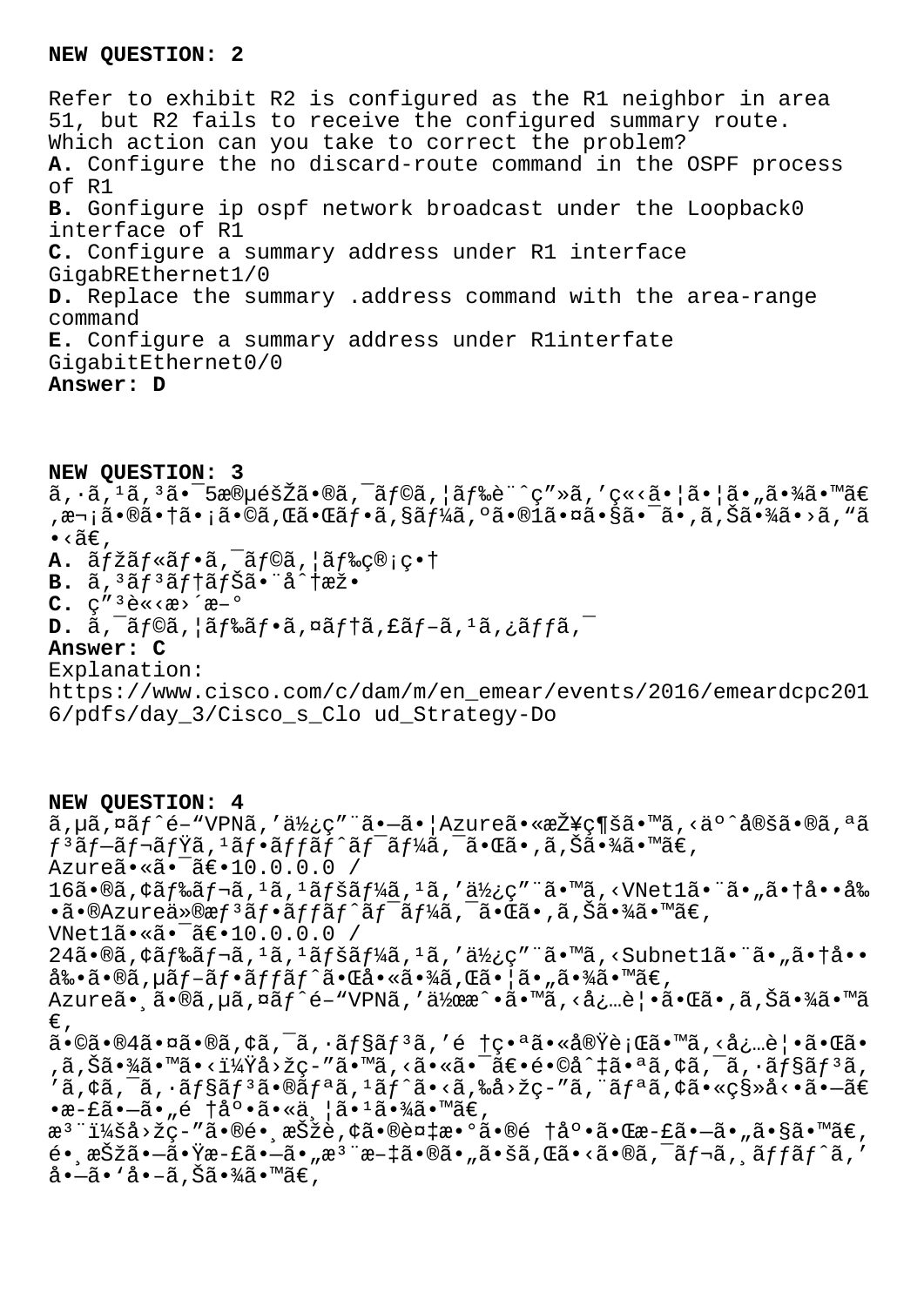**NEW QUESTION: 2**

Refer to exhibit R2 is configured as the R1 neighbor in area 51, but R2 fails to receive the configured summary route.
Which action can you take to correct the problem?

**A.** Configure the no discard-route command in the OSPF process of R1
**B.** Gonfigure ip ospf network broadcast under the Loopback0 interface of R1
**C.** Configure a summary address under R1 interface GigabREthernet1/0
**D.** Replace the summary .address command with the area-range command
**E.** Configure a summary address under R1interfate GigabitEthernet0/0

**Answer: D**

**NEW QUESTION: 3**

ã,·ã,¹ã,³ã•¯5æ®µéšŽã•®ã,¯ãƒ©ã,¦ãƒ‰è¨ˆç”»ã,'ç«‹ã•¦ã•¦ã•"ã•¾ã•™ã€,次ã•®ã•†ã•¡ã•©ã,Œã•Œãƒ•ã,§ãƒ¼ã,ºã•®1㕤ã•§ã•¯ã•,ã,Šã•¾ã•>ã,"ã•‹ã€,

**A.** マルフã,¯ãƒ©ã,¦ãƒ‰ç®¡ç•†
**B.** ã,³ãƒ³ãƒ†ãƒŠã•¨å^†æž•
**C.** ç"³è«‹æ›´æ–°
**D.** ã,¯ãƒ©ã,¦ãƒ‰ãƒ•ã,¤ãƒ†ã,£ãƒ–ã,¹ã,¿ãƒƒã,¯

**Answer: C**

Explanation:
https://www.cisco.com/c/dam/m/en_emear/events/2016/emeardcpc2016/pdfs/day_3/Cisco_s_Clo ud_Strategy-Do

**NEW QUESTION: 4**

ã,µã,¤ãƒ^é–"VPNã,'使ç"¨ã•—㕦Azure㕫接続ã•™ã,‹äº^定ã•®ã,ªãƒ³ãƒ—ãƒ¬ãƒŸã,¹ãƒ•ãƒƒãƒ^ãƒ¯ãƒ¼ã,¯ã•Œã•,ã,Šã•¾ã•™ã€,
Azure㕫㕯〕10.0.0.0 / 16ã•®ã,¢ãƒ‰ãƒ¬ã,¹ã,¹ãƒšãƒ¼ã,¹ã,'使ç"¨ã•™ã,‹VNet1㕨ã•"㕆啕剕ã•®Azure仮æƒ³ãƒ•ãƒƒãƒ^ãƒ¯ãƒ¼ã,¯ã•Œã•,ã,Šã•¾ã•™ã€,
VNet1㕫㕯〕10.0.0.0 / 24ã•®ã,¢ãƒ‰ãƒ¬ã,¹ã,¹ãƒšãƒ¼ã,¹ã,'使ç"¨ã•™ã,‹Subnet1㕨ã•"㕆啕剕ã•®ã,µãƒ–フãƒƒãƒ^㕌啫㕾ã,Œã•¦ã•"㕾ã•™ã€,
Azure㕸ã•®ã,µã,¤ãƒ^é–"VPNã,'作æˆ•ã•™ã,‹å¿…覕㕌ã•,ã,Šã•¾ã•™ã€,
㕩㕮4㕤ã•®ã,¢ã,¯ã,·ãƒ§ãƒ³ã,'é †ç•ªã•«å®Ÿè¡Œã•™ã,‹å¿…覕㕌ã•,ã,Šã•¾ã•™ã•‹ï¼Ÿå›žç-"ã•™ã,‹ã•«ã•¯ã€•é•©å^‡ã•ªã,¢ã,¯ã,·ãƒ§ãƒ³ã,'ã,¢ã,¯ã,·ãƒ§ãƒ³ã•®ãƒªã,¹ãƒ^ã•‹ã,‰å›žç-"ã,¨ãƒªã,¢ã•«ç§»å‹•ã•—ã€•æ-£ã•—ã•"é †åº•ã•«ä¸¦ã•¹ã•¾ã•™ã€,
注:å›žç-"ã•®é•¸æŠžè‚¢ã•®è¤‡æ•°ã•®é †åº•ã•Œæ-£ã•—ã•"ã•§ã•™ã€,é•¸æŠžã•—ã•Ÿæ-£ã•—ã•"æ³¨æ–‡ã•®ã•"ã•šã,Œã•‹ã•®ã,¯ãƒ¬ã,¸ãƒƒãƒ^ã,'å•—ã•'å•–ã,Šã•¾ã•™ã€,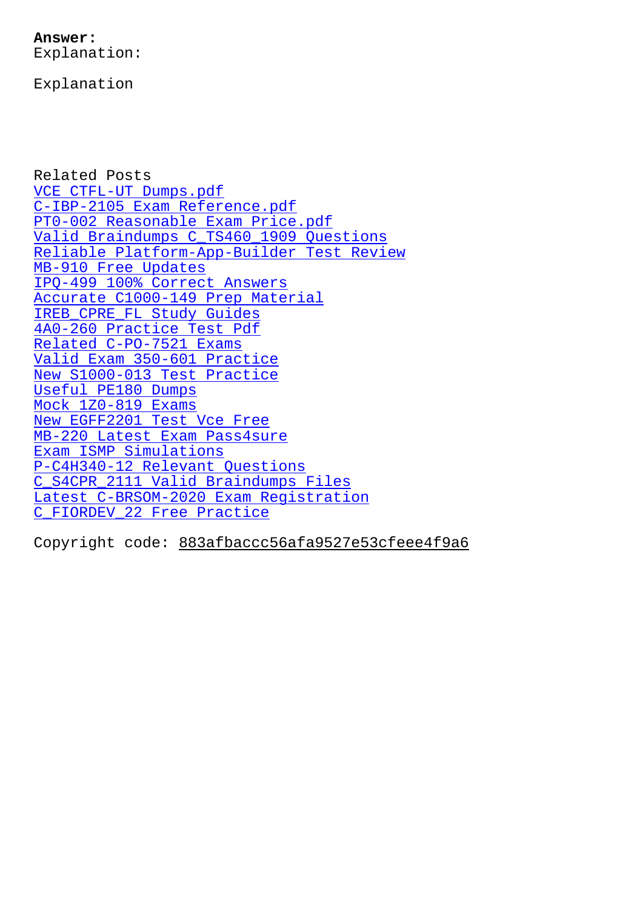**Answer:**
Explanation:

Explanation

Related Posts
VCE CTFL-UT Dumps.pdf
C-IBP-2105 Exam Reference.pdf
PT0-002 Reasonable Exam Price.pdf
Valid Braindumps C_TS460_1909 Questions
Reliable Platform-App-Builder Test Review
MB-910 Free Updates
IPQ-499 100% Correct Answers
Accurate C1000-149 Prep Material
IREB_CPRE_FL Study Guides
4A0-260 Practice Test Pdf
Related C-PO-7521 Exams
Valid Exam 350-601 Practice
New S1000-013 Test Practice
Useful PE180 Dumps
Mock 1Z0-819 Exams
New EGFF2201 Test Vce Free
MB-220 Latest Exam Pass4sure
Exam ISMP Simulations
P-C4H340-12 Relevant Questions
C_S4CPR_2111 Valid Braindumps Files
Latest C-BRSOM-2020 Exam Registration
C_FIORDEV_22 Free Practice

Copyright code: 883afbaccc56afa9527e53cfeee4f9a6